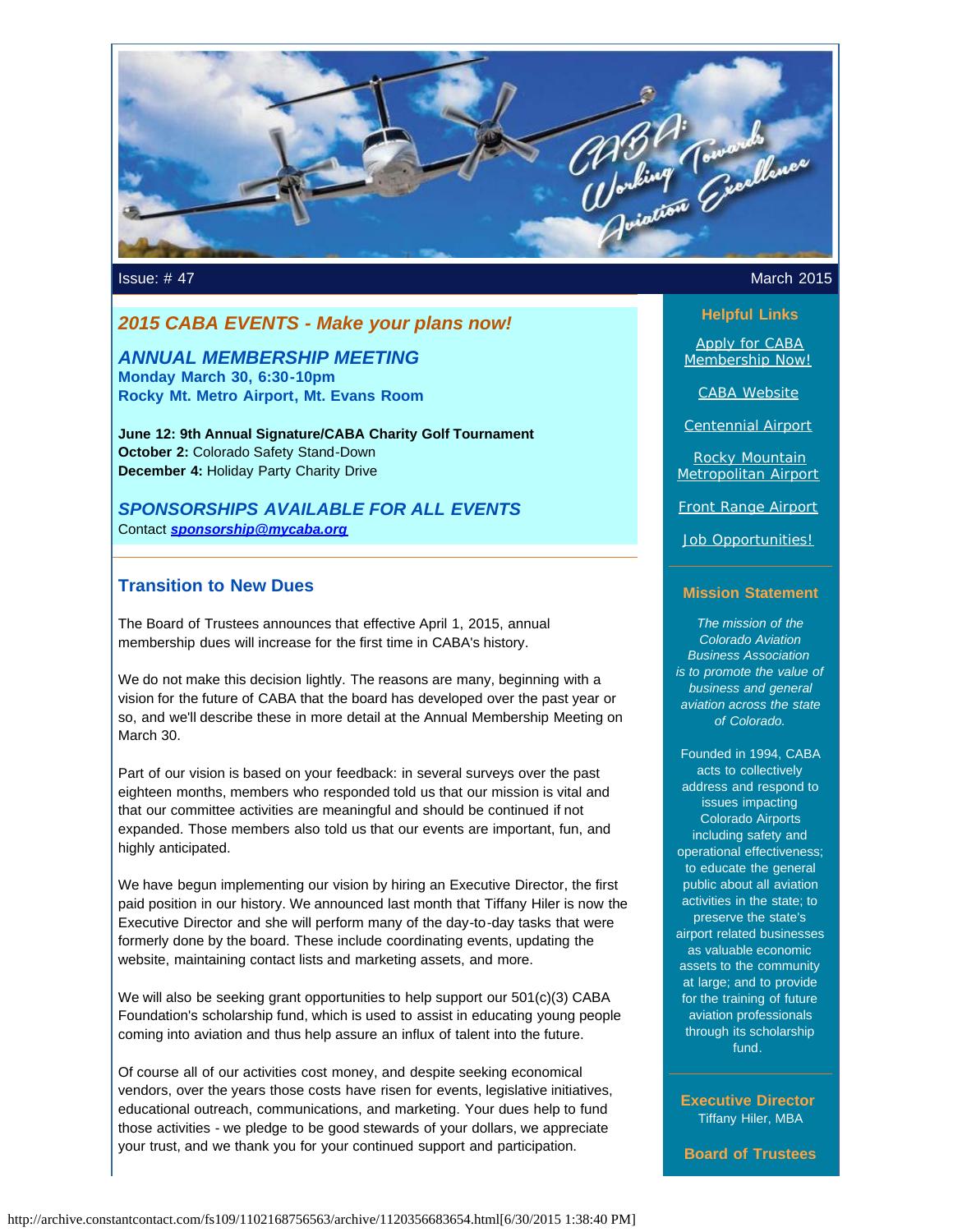Issue: # 47

March 2015

## *2015 CABA EVENTS - Make your plans now!*

### *ANNUAL MEMBERSHIP MEETING*

**Monday March 30, 6:30-10pm**
**Rocky Mt. Metro Airport, Mt. Evans Room**

**June 12: 9th Annual Signature/CABA Charity Golf Tournament**
**October 2:** Colorado Safety Stand-Down
**December 4:** Holiday Party Charity Drive

### *SPONSORSHIPS AVAILABLE FOR ALL EVENTS*

Contact ***sponsorship@mycaba.org***

## Transition to New Dues

The Board of Trustees announces that effective April 1, 2015, annual membership dues will increase for the first time in CABA's history.

We do not make this decision lightly. The reasons are many, beginning with a vision for the future of CABA that the board has developed over the past year or so, and we'll describe these in more detail at the Annual Membership Meeting on March 30.

Part of our vision is based on your feedback: in several surveys over the past eighteen months, members who responded told us that our mission is vital and that our committee activities are meaningful and should be continued if not expanded. Those members also told us that our events are important, fun, and highly anticipated.

We have begun implementing our vision by hiring an Executive Director, the first paid position in our history. We announced last month that Tiffany Hiler is now the Executive Director and she will perform many of the day-to-day tasks that were formerly done by the board. These include coordinating events, updating the website, maintaining contact lists and marketing assets, and more.

We will also be seeking grant opportunities to help support our 501(c)(3) CABA Foundation's scholarship fund, which is used to assist in educating young people coming into aviation and thus help assure an influx of talent into the future.

Of course all of our activities cost money, and despite seeking economical vendors, over the years those costs have risen for events, legislative initiatives, educational outreach, communications, and marketing. Your dues help to fund those activities - we pledge to be good stewards of your dollars, we appreciate your trust, and we thank you for your continued support and participation.

### Helpful Links

Apply for CABA Membership Now!

CABA Website

Centennial Airport

Rocky Mountain Metropolitan Airport

Front Range Airport

Job Opportunities!

### Mission Statement

*The mission of the Colorado Aviation Business Association is to promote the value of business and general aviation across the state of Colorado.*

Founded in 1994, CABA acts to collectively address and respond to issues impacting Colorado Airports including safety and operational effectiveness; to educate the general public about all aviation activities in the state; to preserve the state's airport related businesses as valuable economic assets to the community at large; and to provide for the training of future aviation professionals through its scholarship fund.

### Executive Director

Tiffany Hiler, MBA

### Board of Trustees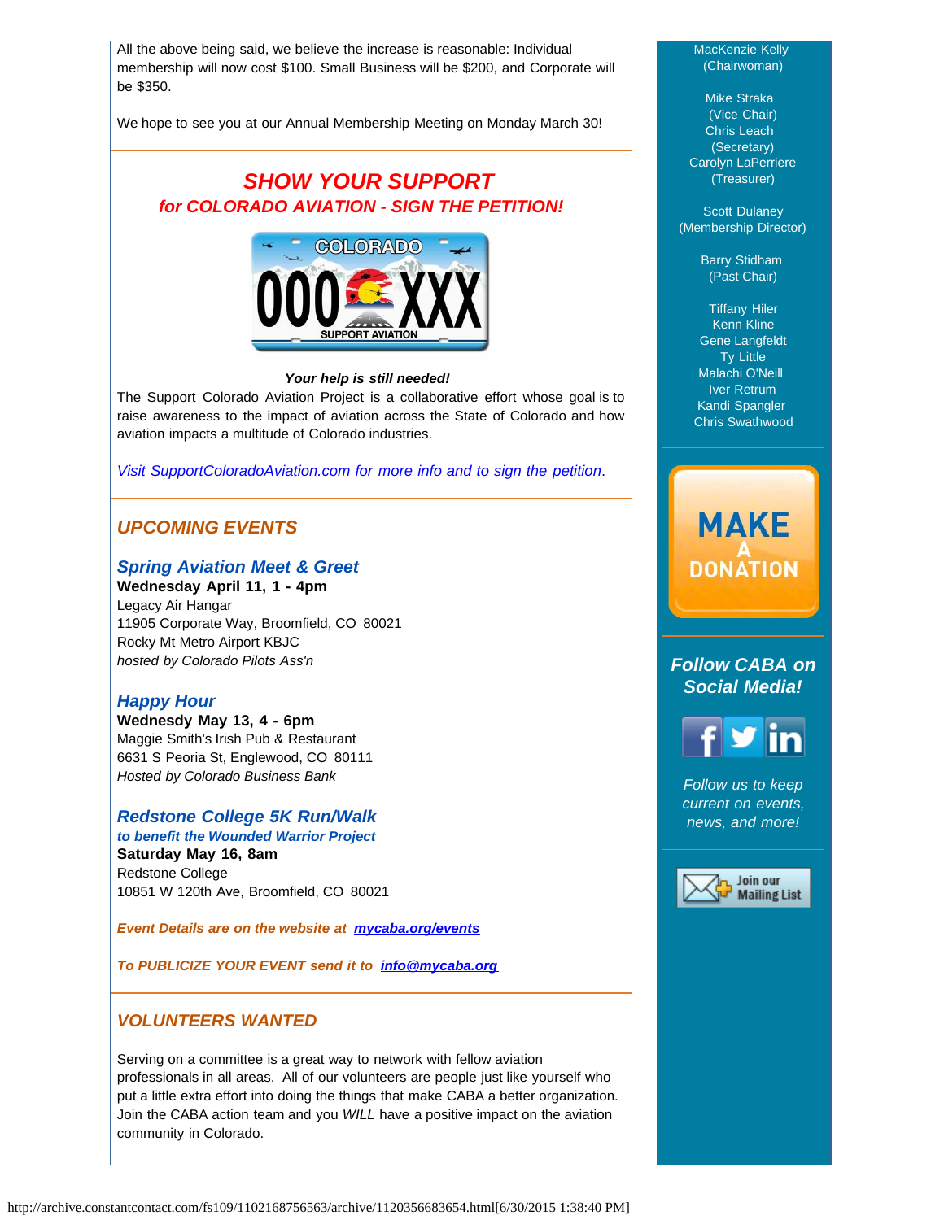All the above being said, we believe the increase is reasonable: Individual membership will now cost $100. Small Business will be $200, and Corporate will be $350.

We hope to see you at our Annual Membership Meeting on Monday March 30!

## *SHOW YOUR SUPPORT*

### *for COLORADO AVIATION - SIGN THE PETITION!*

***Your help is still needed!***

The Support Colorado Aviation Project is a collaborative effort whose goal is to raise awareness to the impact of aviation across the State of Colorado and how aviation impacts a multitude of Colorado industries.

*Visit SupportColoradoAviation.com for more info and to sign the petition.*

## *UPCOMING EVENTS*

### *Spring Aviation Meet & Greet*

**Wednesday April 11, 1 - 4pm**
Legacy Air Hangar
11905 Corporate Way, Broomfield, CO 80021
Rocky Mt Metro Airport KBJC
*hosted by Colorado Pilots Ass'n*

### *Happy Hour*

**Wednesdy May 13, 4 - 6pm**
Maggie Smith's Irish Pub & Restaurant
6631 S Peoria St, Englewood, CO 80111
*Hosted by Colorado Business Bank*

### *Redstone College 5K Run/Walk*

***to benefit the Wounded Warrior Project***

**Saturday May 16, 8am**
Redstone College
10851 W 120th Ave, Broomfield, CO 80021

***Event Details are on the website at mycaba.org/events***

***To PUBLICIZE YOUR EVENT send it to info@mycaba.org***

## *VOLUNTEERS WANTED*

Serving on a committee is a great way to network with fellow aviation professionals in all areas. All of our volunteers are people just like yourself who put a little extra effort into doing the things that make CABA a better organization. Join the CABA action team and you *WILL* have a positive impact on the aviation community in Colorado.

MacKenzie Kelly
(Chairwoman)

Mike Straka
(Vice Chair)
Chris Leach
(Secretary)
Carolyn LaPerriere
(Treasurer)

Scott Dulaney
(Membership Director)

Barry Stidham
(Past Chair)

Tiffany Hiler
Kenn Kline
Gene Langfeldt
Ty Little
Malachi O'Neill
Iver Retrum
Kandi Spangler
Chris Swathwood

**MAKE A DONATION**

### *Follow CABA on Social Media!*

*Follow us to keep current on events, news, and more!*

Join our Mailing List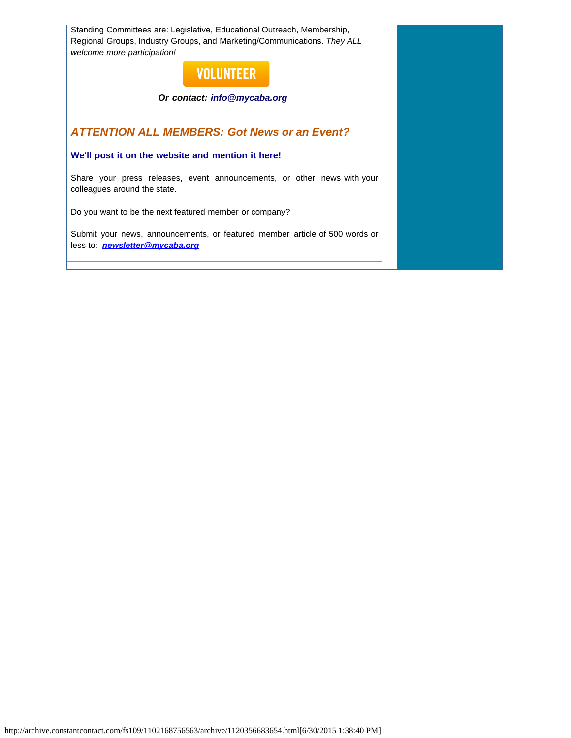Standing Committees are: Legislative, Educational Outreach, Membership, Regional Groups, Industry Groups, and Marketing/Communications. *They ALL welcome more participation!*

VOLUNTEER

***Or contact: info@mycaba.org***

---

## *ATTENTION ALL MEMBERS: Got News or an Event?*

**We'll post it on the website and mention it here!**

Share your press releases, event announcements, or other news with your colleagues around the state.

Do you want to be the next featured member or company?

Submit your news, announcements, or featured member article of 500 words or less to: ***newsletter@mycaba.org***

---